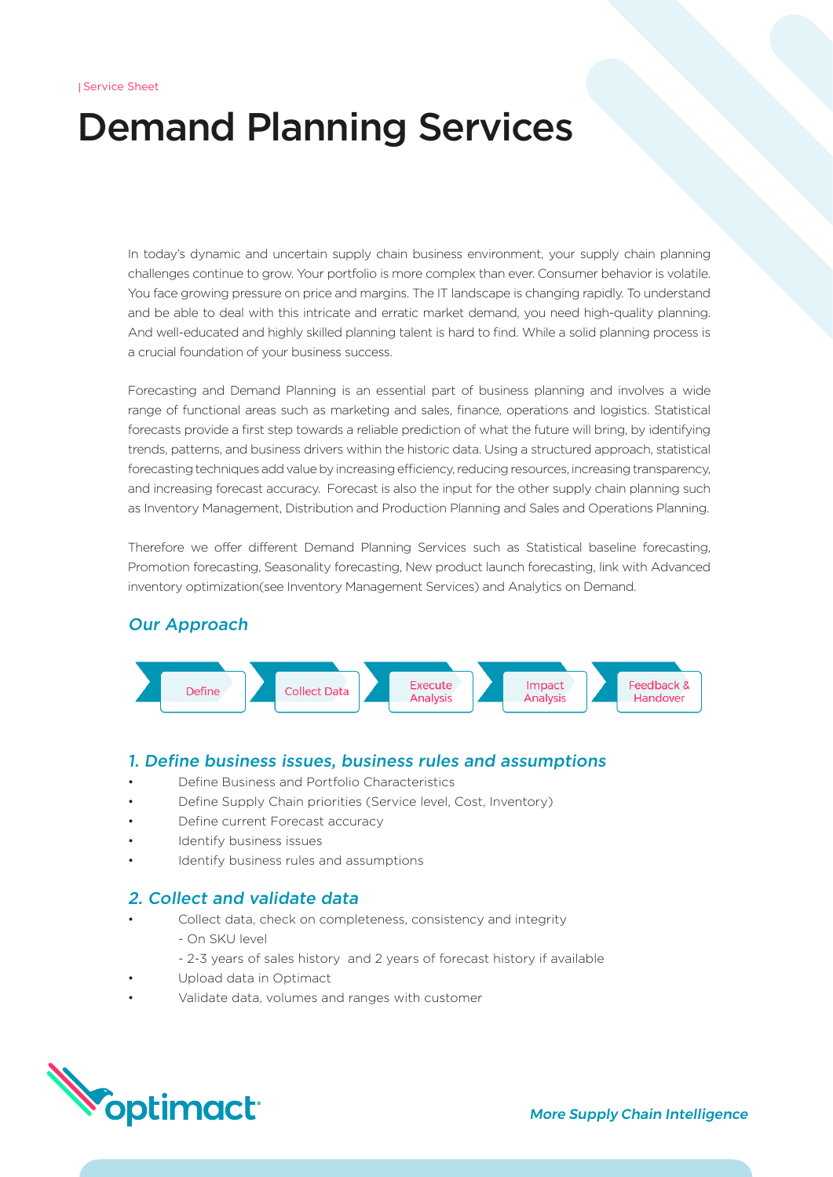| Service Sheet

# Demand Planning Services

In today's dynamic and uncertain supply chain business environment, your supply chain planning challenges continue to grow. Your portfolio is more complex than ever. Consumer behavior is volatile. You face growing pressure on price and margins. The IT landscape is changing rapidly. To understand and be able to deal with this intricate and erratic market demand, you need high-quality planning. And well-educated and highly skilled planning talent is hard to find. While a solid planning process is a crucial foundation of your business success.

Forecasting and Demand Planning is an essential part of business planning and involves a wide range of functional areas such as marketing and sales, finance, operations and logistics. Statistical forecasts provide a first step towards a reliable prediction of what the future will bring, by identifying trends, patterns, and business drivers within the historic data. Using a structured approach, statistical forecasting techniques add value by increasing efficiency, reducing resources, increasing transparency, and increasing forecast accuracy. Forecast is also the input for the other supply chain planning such as Inventory Management, Distribution and Production Planning and Sales and Operations Planning.

Therefore we offer different Demand Planning Services such as Statistical baseline forecasting, Promotion forecasting, Seasonality forecasting, New product launch forecasting, link with Advanced inventory optimization(see Inventory Management Services) and Analytics on Demand.

## *Our Approach*

Define → Collect Data → Execute Analysis → Impact Analysis → Feedback & Handover

### *1. Define business issues, business rules and assumptions*

- Define Business and Portfolio Characteristics
- Define Supply Chain priorities (Service level, Cost, Inventory)
- Define current Forecast accuracy
- Identify business issues
- Identify business rules and assumptions

### *2. Collect and validate data*

- Collect data, check on completeness, consistency and integrity
  - On SKU level
  - 2-3 years of sales history and 2 years of forecast history if available
- Upload data in Optimact
- Validate data, volumes and ranges with customer

optimact

*More Supply Chain Intelligence*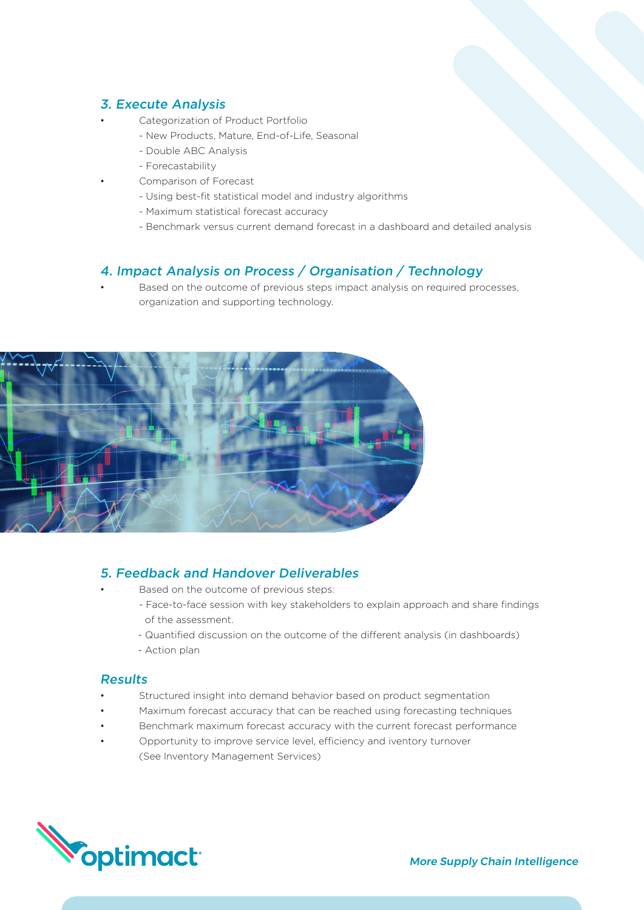### *3. Execute Analysis*

- Categorization of Product Portfolio
  - New Products, Mature, End-of-Life, Seasonal
  - Double ABC Analysis
  - Forecastability
- Comparison of Forecast
  - Using best-fit statistical model and industry algorithms
  - Maximum statistical forecast accuracy
  - Benchmark versus current demand forecast in a dashboard and detailed analysis

### *4. Impact Analysis on Process / Organisation / Technology*

- Based on the outcome of previous steps impact analysis on required processes, organization and supporting technology.

### *5. Feedback and Handover Deliverables*

- Based on the outcome of previous steps:
  - Face-to-face session with key stakeholders to explain approach and share findings of the assessment.
  - Quantified discussion on the outcome of the different analysis (in dashboards)
  - Action plan

### *Results*

- Structured insight into demand behavior based on product segmentation
- Maximum forecast accuracy that can be reached using forecasting techniques
- Benchmark maximum forecast accuracy with the current forecast performance
- Opportunity to improve service level, efficiency and iventory turnover (See Inventory Management Services)

optimact

*More Supply Chain Intelligence*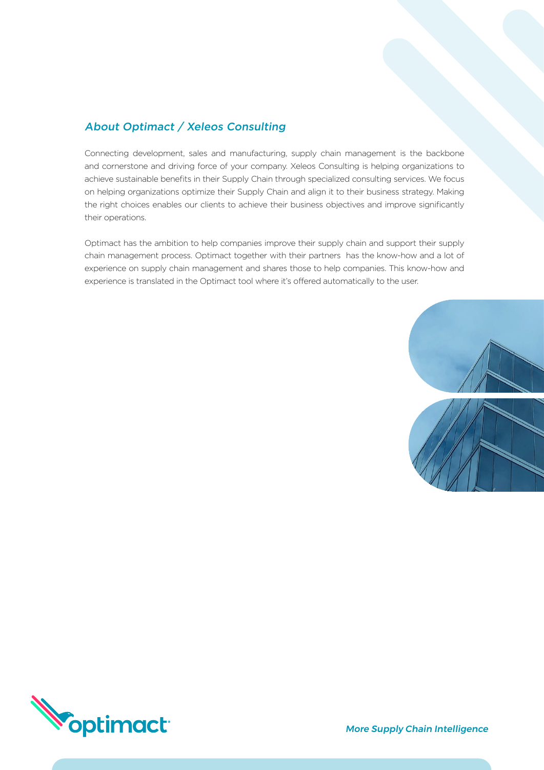## *About Optimact / Xeleos Consulting*

Connecting development, sales and manufacturing, supply chain management is the backbone and cornerstone and driving force of your company. Xeleos Consulting is helping organizations to achieve sustainable benefits in their Supply Chain through specialized consulting services. We focus on helping organizations optimize their Supply Chain and align it to their business strategy. Making the right choices enables our clients to achieve their business objectives and improve significantly their operations.

Optimact has the ambition to help companies improve their supply chain and support their supply chain management process. Optimact together with their partners has the know-how and a lot of experience on supply chain management and shares those to help companies. This know-how and experience is translated in the Optimact tool where it's offered automatically to the user.

optimact

*More Supply Chain Intelligence*